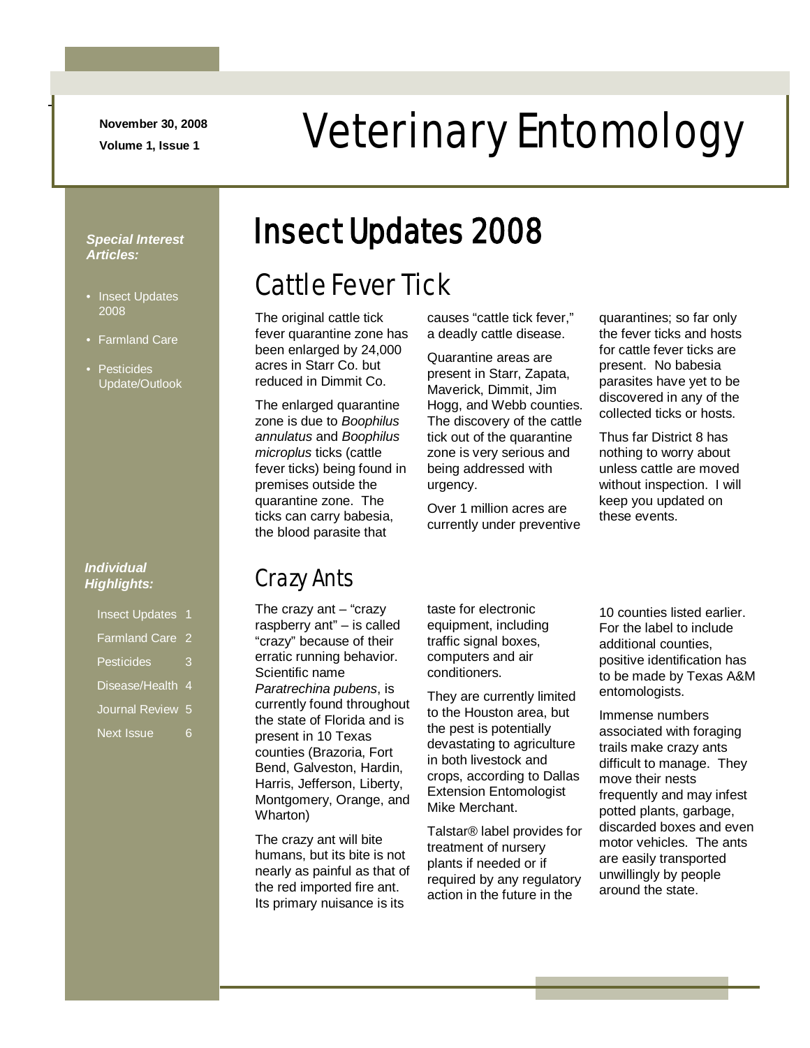November 30, 2008

Volume 1, Issue 1

# Veterinary Entomology

***Special Interest Articles:***

- Insect Updates 2008
- Farmland Care
- Pesticides Update/Outlook

***Individual Highlights:***

| | |
|---|---|
| Insect Updates | 1 |
| Farmland Care | 2 |
| Pesticides | 3 |
| Disease/Health | 4 |
| Journal Review | 5 |
| Next Issue | 6 |

## Insect Updates 2008

### Cattle Fever Tick

The original cattle tick fever quarantine zone has been enlarged by 24,000 acres in Starr Co. but reduced in Dimmit Co.

The enlarged quarantine zone is due to *Boophilus annulatus* and *Boophilus microplus* ticks (cattle fever ticks) being found in premises outside the quarantine zone. The ticks can carry babesia, the blood parasite that causes "cattle tick fever," a deadly cattle disease.

Quarantine areas are present in Starr, Zapata, Maverick, Dimmit, Jim Hogg, and Webb counties. The discovery of the cattle tick out of the quarantine zone is very serious and being addressed with urgency.

Over 1 million acres are currently under preventive quarantines; so far only the fever ticks and hosts for cattle fever ticks are present. No babesia parasites have yet to be discovered in any of the collected ticks or hosts.

Thus far District 8 has nothing to worry about unless cattle are moved without inspection. I will keep you updated on these events.

### Crazy Ants

The crazy ant – "crazy raspberry ant" – is called "crazy" because of their erratic running behavior. Scientific name *Paratrechina pubens*, is currently found throughout the state of Florida and is present in 10 Texas counties (Brazoria, Fort Bend, Galveston, Hardin, Harris, Jefferson, Liberty, Montgomery, Orange, and Wharton)

The crazy ant will bite humans, but its bite is not nearly as painful as that of the red imported fire ant. Its primary nuisance is its taste for electronic equipment, including traffic signal boxes, computers and air conditioners.

They are currently limited to the Houston area, but the pest is potentially devastating to agriculture in both livestock and crops, according to Dallas Extension Entomologist Mike Merchant.

Talstar® label provides for treatment of nursery plants if needed or if required by any regulatory action in the future in the 10 counties listed earlier. For the label to include additional counties, positive identification has to be made by Texas A&M entomologists.

Immense numbers associated with foraging trails make crazy ants difficult to manage. They move their nests frequently and may infest potted plants, garbage, discarded boxes and even motor vehicles. The ants are easily transported unwillingly by people around the state.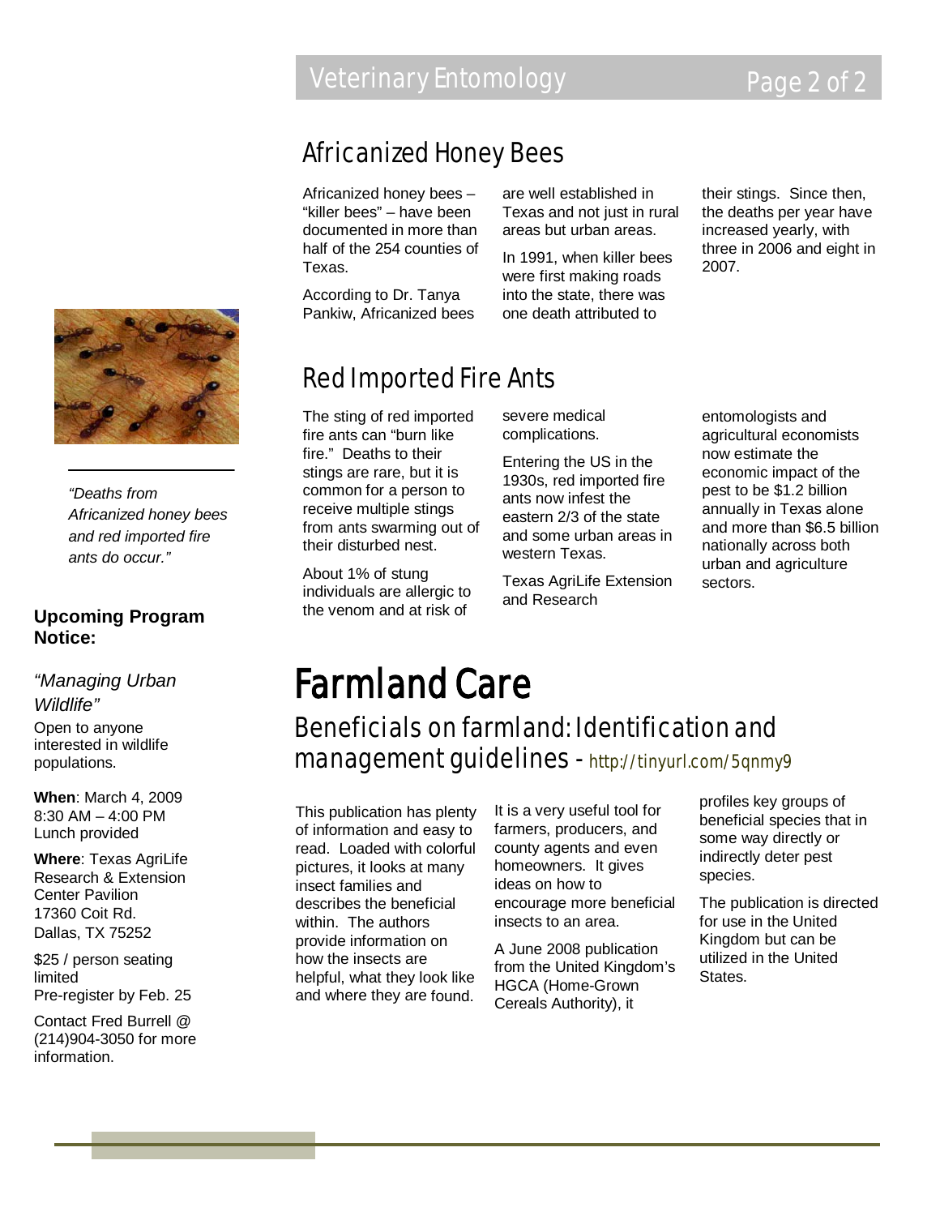## Africanized Honey Bees

Africanized honey bees – "killer bees" – have been documented in more than half of the 254 counties of Texas.

According to Dr. Tanya Pankiw, Africanized bees are well established in Texas and not just in rural areas but urban areas.

In 1991, when killer bees were first making roads into the state, there was one death attributed to their stings. Since then, the deaths per year have increased yearly, with three in 2006 and eight in 2007.

## Red Imported Fire Ants

The sting of red imported fire ants can "burn like fire." Deaths to their stings are rare, but it is common for a person to receive multiple stings from ants swarming out of their disturbed nest.

About 1% of stung individuals are allergic to the venom and at risk of severe medical complications.

Entering the US in the 1930s, red imported fire ants now infest the eastern 2/3 of the state and some urban areas in western Texas.

Texas AgriLife Extension and Research entomologists and agricultural economists now estimate the economic impact of the pest to be $1.2 billion annually in Texas alone and more than $6.5 billion nationally across both urban and agriculture sectors.

*"Deaths from Africanized honey bees and red imported fire ants do occur."*

**Upcoming Program Notice:**

*"Managing Urban Wildlife"*

Open to anyone interested in wildlife populations.

**When**: March 4, 2009
8:30 AM – 4:00 PM
Lunch provided

**Where**: Texas AgriLife Research & Extension Center Pavilion
17360 Coit Rd.
Dallas, TX 75252

$25 / person seating limited
Pre-register by Feb. 25

Contact Fred Burrell @ (214)904-3050 for more information.

# Farmland Care

## Beneficials on farmland: Identification and management guidelines - http://tinyurl.com/5qnmy9

This publication has plenty of information and easy to read. Loaded with colorful pictures, it looks at many insect families and describes the beneficial within. The authors provide information on how the insects are helpful, what they look like and where they are found.

It is a very useful tool for farmers, producers, and county agents and even homeowners. It gives ideas on how to encourage more beneficial insects to an area.

A June 2008 publication from the United Kingdom's HGCA (Home-Grown Cereals Authority), it profiles key groups of beneficial species that in some way directly or indirectly deter pest species.

The publication is directed for use in the United Kingdom but can be utilized in the United States.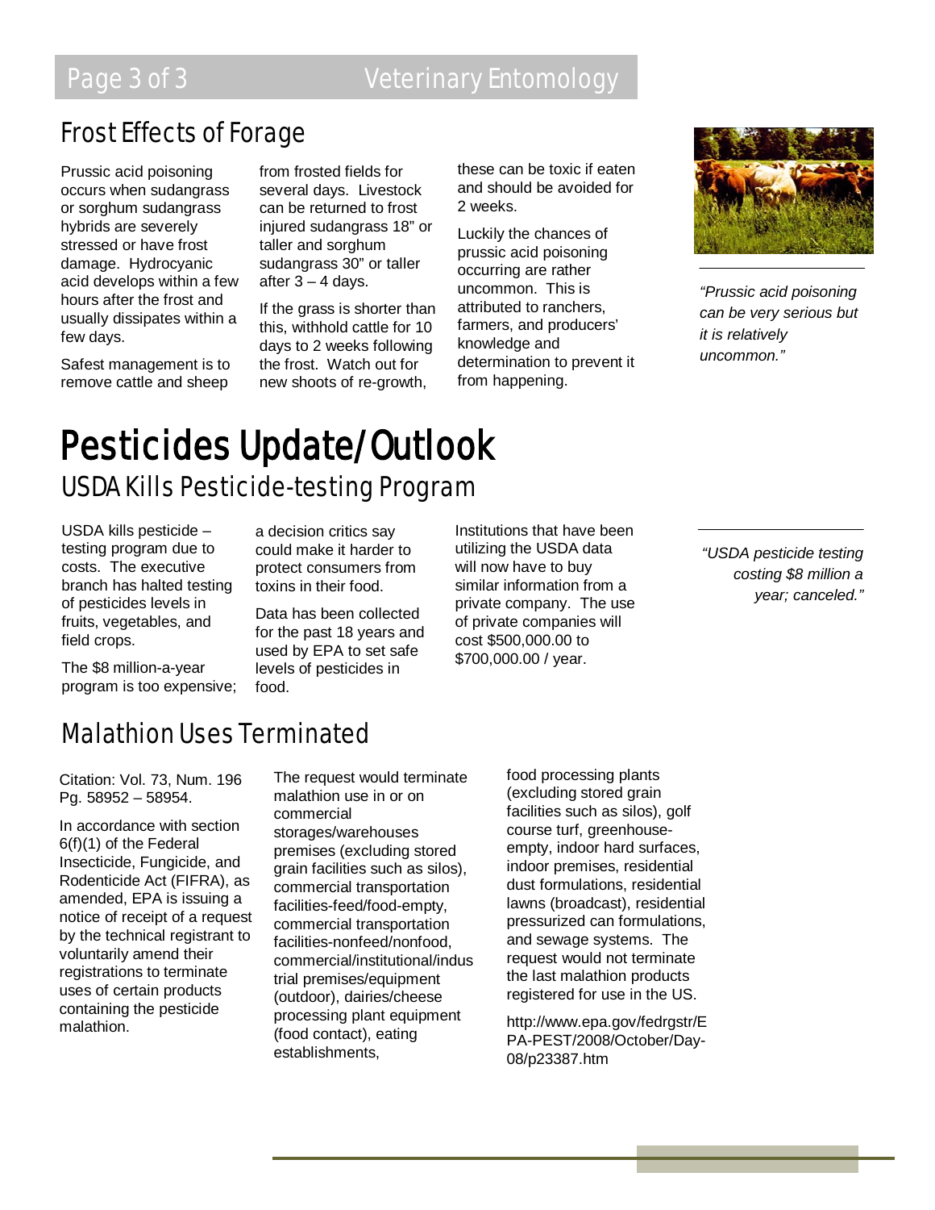## Frost Effects of Forage

Prussic acid poisoning occurs when sudangrass or sorghum sudangrass hybrids are severely stressed or have frost damage. Hydrocyanic acid develops within a few hours after the frost and usually dissipates within a few days.

Safest management is to remove cattle and sheep from frosted fields for several days. Livestock can be returned to frost injured sudangrass 18" or taller and sorghum sudangrass 30" or taller after 3 – 4 days.

If the grass is shorter than this, withhold cattle for 10 days to 2 weeks following the frost. Watch out for new shoots of re-growth, these can be toxic if eaten and should be avoided for 2 weeks.

Luckily the chances of prussic acid poisoning occurring are rather uncommon. This is attributed to ranchers, farmers, and producers' knowledge and determination to prevent it from happening.

*"Prussic acid poisoning can be very serious but it is relatively uncommon."*

# Pesticides Update/Outlook

## USDA Kills Pesticide-testing Program

USDA kills pesticide – testing program due to costs. The executive branch has halted testing of pesticides levels in fruits, vegetables, and field crops.

The $8 million-a-year program is too expensive; a decision critics say could make it harder to protect consumers from toxins in their food.

Data has been collected for the past 18 years and used by EPA to set safe levels of pesticides in food.

Institutions that have been utilizing the USDA data will now have to buy similar information from a private company. The use of private companies will cost $500,000.00 to $700,000.00 / year.

*"USDA pesticide testing costing $8 million a year; canceled."*

## Malathion Uses Terminated

Citation: Vol. 73, Num. 196 Pg. 58952 – 58954.

In accordance with section 6(f)(1) of the Federal Insecticide, Fungicide, and Rodenticide Act (FIFRA), as amended, EPA is issuing a notice of receipt of a request by the technical registrant to voluntarily amend their registrations to terminate uses of certain products containing the pesticide malathion.

The request would terminate malathion use in or on commercial storages/warehouses premises (excluding stored grain facilities such as silos), commercial transportation facilities-feed/food-empty, commercial transportation facilities-nonfeed/nonfood, commercial/institutional/industrial premises/equipment (outdoor), dairies/cheese processing plant equipment (food contact), eating establishments, food processing plants (excluding stored grain facilities such as silos), golf course turf, greenhouse-empty, indoor hard surfaces, indoor premises, residential dust formulations, residential lawns (broadcast), residential pressurized can formulations, and sewage systems. The request would not terminate the last malathion products registered for use in the US.

http://www.epa.gov/fedrgstr/EPA-PEST/2008/October/Day-08/p23387.htm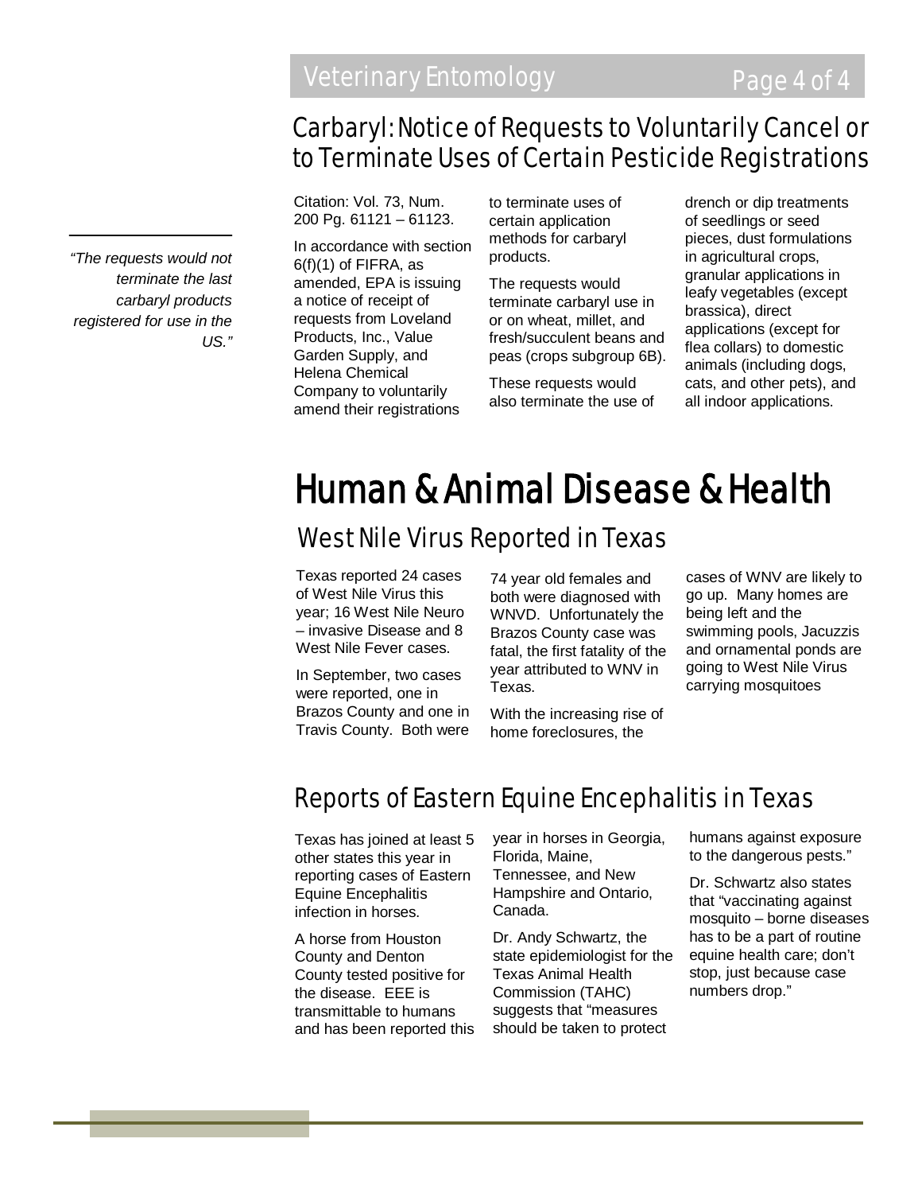## Carbaryl: Notice of Requests to Voluntarily Cancel or to Terminate Uses of Certain Pesticide Registrations

*"The requests would not terminate the last carbaryl products registered for use in the US."*

Citation: Vol. 73, Num. 200 Pg. 61121 – 61123.

In accordance with section 6(f)(1) of FIFRA, as amended, EPA is issuing a notice of receipt of requests from Loveland Products, Inc., Value Garden Supply, and Helena Chemical Company to voluntarily amend their registrations to terminate uses of certain application methods for carbaryl products.

The requests would terminate carbaryl use in or on wheat, millet, and fresh/succulent beans and peas (crops subgroup 6B).

These requests would also terminate the use of drench or dip treatments of seedlings or seed pieces, dust formulations in agricultural crops, granular applications in leafy vegetables (except brassica), direct applications (except for flea collars) to domestic animals (including dogs, cats, and other pets), and all indoor applications.

# Human & Animal Disease & Health

## West Nile Virus Reported in Texas

Texas reported 24 cases of West Nile Virus this year; 16 West Nile Neuro – invasive Disease and 8 West Nile Fever cases.

In September, two cases were reported, one in Brazos County and one in Travis County. Both were 74 year old females and both were diagnosed with WNVD. Unfortunately the Brazos County case was fatal, the first fatality of the year attributed to WNV in Texas.

With the increasing rise of home foreclosures, the cases of WNV are likely to go up. Many homes are being left and the swimming pools, Jacuzzis and ornamental ponds are going to West Nile Virus carrying mosquitoes

## Reports of Eastern Equine Encephalitis in Texas

Texas has joined at least 5 other states this year in reporting cases of Eastern Equine Encephalitis infection in horses.

A horse from Houston County and Denton County tested positive for the disease. EEE is transmittable to humans and has been reported this year in horses in Georgia, Florida, Maine, Tennessee, and New Hampshire and Ontario, Canada.

Dr. Andy Schwartz, the state epidemiologist for the Texas Animal Health Commission (TAHC) suggests that "measures should be taken to protect humans against exposure to the dangerous pests."

Dr. Schwartz also states that "vaccinating against mosquito – borne diseases has to be a part of routine equine health care; don't stop, just because case numbers drop."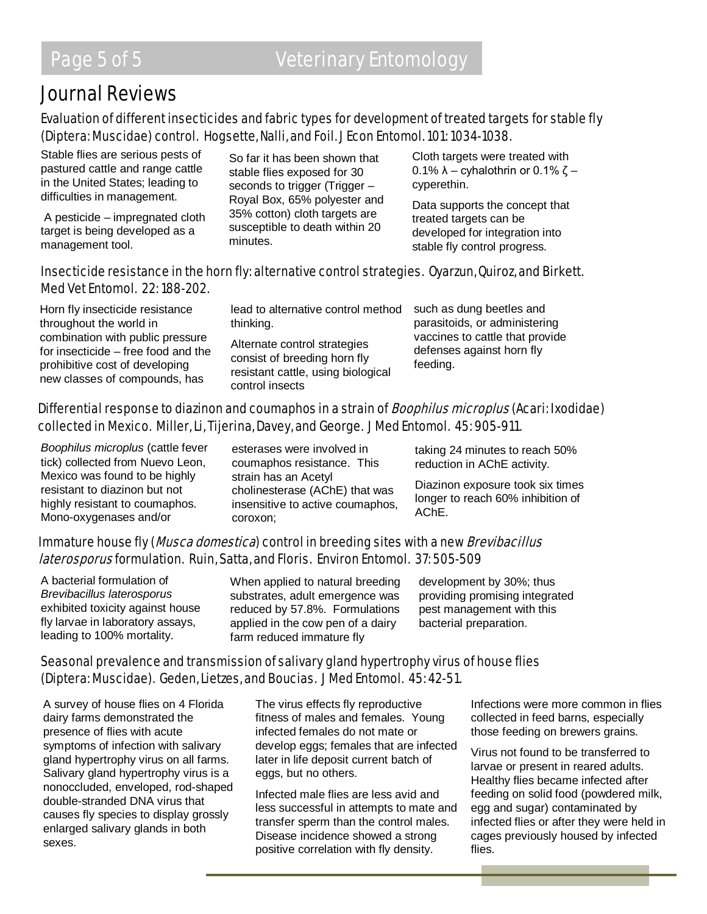# Journal Reviews

## Evaluation of different insecticides and fabric types for development of treated targets for stable fly (Diptera: Muscidae) control. Hogsette, Nalli, and Foil. J Econ Entomol. 101: 1034-1038.

Stable flies are serious pests of pastured cattle and range cattle in the United States; leading to difficulties in management.

A pesticide – impregnated cloth target is being developed as a management tool.

So far it has been shown that stable flies exposed for 30 seconds to trigger (Trigger – Royal Box, 65% polyester and 35% cotton) cloth targets are susceptible to death within 20 minutes.

Cloth targets were treated with 0.1% λ – cyhalothrin or 0.1% ζ – cyperethin.

Data supports the concept that treated targets can be developed for integration into stable fly control progress.

## Insecticide resistance in the horn fly: alternative control strategies. Oyarzun, Quiroz, and Birkett. Med Vet Entomol. 22: 188-202.

Horn fly insecticide resistance throughout the world in combination with public pressure for insecticide – free food and the prohibitive cost of developing new classes of compounds, has lead to alternative control method thinking.

Alternate control strategies consist of breeding horn fly resistant cattle, using biological control insects such as dung beetles and parasitoids, or administering vaccines to cattle that provide defenses against horn fly feeding.

## Differential response to diazinon and coumaphos in a strain of *Boophilus microplus* (Acari: Ixodidae) collected in Mexico. Miller, Li, Tijerina, Davey, and George. J Med Entomol. 45: 905-911.

*Boophilus microplus* (cattle fever tick) collected from Nuevo Leon, Mexico was found to be highly resistant to diazinon but not highly resistant to coumaphos. Mono-oxygenases and/or esterases were involved in coumaphos resistance. This strain has an Acetyl cholinesterase (AChE) that was insensitive to active coumaphos, coroxon; taking 24 minutes to reach 50% reduction in AChE activity.

Diazinon exposure took six times longer to reach 60% inhibition of AChE.

## Immature house fly (*Musca domestica*) control in breeding sites with a new *Brevibacillus laterosporus* formulation. Ruin, Satta, and Floris. Environ Entomol. 37: 505-509

A bacterial formulation of *Brevibacillus laterosporus* exhibited toxicity against house fly larvae in laboratory assays, leading to 100% mortality.

When applied to natural breeding substrates, adult emergence was reduced by 57.8%. Formulations applied in the cow pen of a dairy farm reduced immature fly development by 30%; thus providing promising integrated pest management with this bacterial preparation.

## Seasonal prevalence and transmission of salivary gland hypertrophy virus of house flies (Diptera: Muscidae). Geden, Lietzes, and Boucias. J Med Entomol. 45: 42-51.

A survey of house flies on 4 Florida dairy farms demonstrated the presence of flies with acute symptoms of infection with salivary gland hypertrophy virus on all farms. Salivary gland hypertrophy virus is a nonoccluded, enveloped, rod-shaped double-stranded DNA virus that causes fly species to display grossly enlarged salivary glands in both sexes.

The virus effects fly reproductive fitness of males and females. Young infected females do not mate or develop eggs; females that are infected later in life deposit current batch of eggs, but no others.

Infected male flies are less avid and less successful in attempts to mate and transfer sperm than the control males. Disease incidence showed a strong positive correlation with fly density.

Infections were more common in flies collected in feed barns, especially those feeding on brewers grains.

Virus not found to be transferred to larvae or present in reared adults. Healthy flies became infected after feeding on solid food (powdered milk, egg and sugar) contaminated by infected flies or after they were held in cages previously housed by infected flies.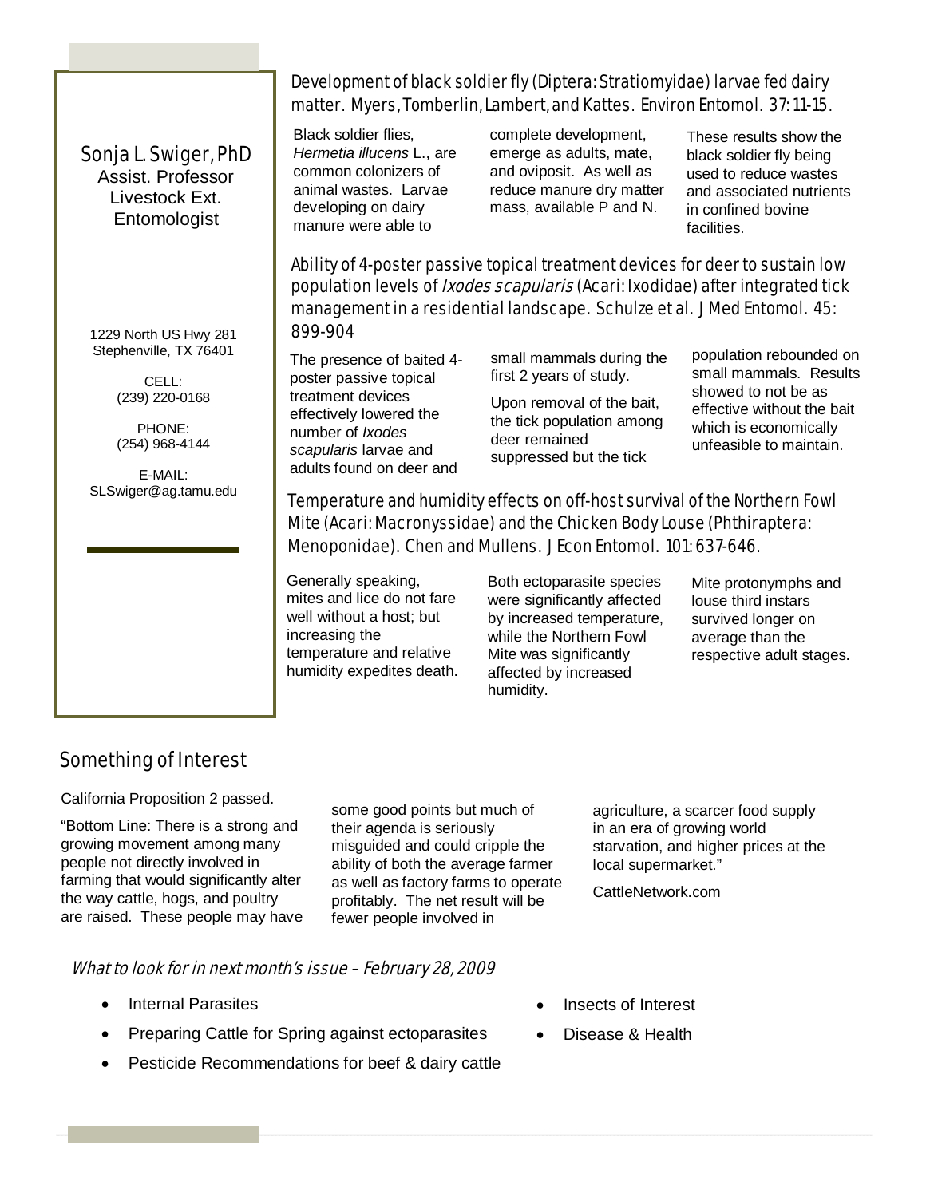Sonja L. Swiger, PhD
Assist. Professor
Livestock Ext.
Entomologist

1229 North US Hwy 281
Stephenville, TX 76401

CELL:
(239) 220-0168

PHONE:
(254) 968-4144

E-MAIL:
SLSwiger@ag.tamu.edu

### Development of black soldier fly (Diptera: Stratiomyidae) larvae fed dairy matter. Myers, Tomberlin, Lambert, and Kattes. Environ Entomol. 37: 11-15.

Black soldier flies, *Hermetia illucens* L., are common colonizers of animal wastes. Larvae developing on dairy manure were able to complete development, emerge as adults, mate, and oviposit. As well as reduce manure dry matter mass, available P and N. These results show the black soldier fly being used to reduce wastes and associated nutrients in confined bovine facilities.

### Ability of 4-poster passive topical treatment devices for deer to sustain low population levels of *Ixodes scapularis* (Acari: Ixodidae) after integrated tick management in a residential landscape. Schulze et al. J Med Entomol. 45: 899-904

The presence of baited 4-poster passive topical treatment devices effectively lowered the number of *Ixodes scapularis* larvae and adults found on deer and small mammals during the first 2 years of study.

Upon removal of the bait, the tick population among deer remained suppressed but the tick population rebounded on small mammals. Results showed to not be as effective without the bait which is economically unfeasible to maintain.

### Temperature and humidity effects on off-host survival of the Northern Fowl Mite (Acari: Macronyssidae) and the Chicken Body Louse (Phthiraptera: Menoponidae). Chen and Mullens. J Econ Entomol. 101: 637-646.

Generally speaking, mites and lice do not fare well without a host; but increasing the temperature and relative humidity expedites death. Both ectoparasite species were significantly affected by increased temperature, while the Northern Fowl Mite was significantly affected by increased humidity. Mite protonymphs and louse third instars survived longer on average than the respective adult stages.

## Something of Interest

California Proposition 2 passed.

"Bottom Line: There is a strong and growing movement among many people not directly involved in farming that would significantly alter the way cattle, hogs, and poultry are raised. These people may have some good points but much of their agenda is seriously misguided and could cripple the ability of both the average farmer as well as factory farms to operate profitably. The net result will be fewer people involved in agriculture, a scarcer food supply in an era of growing world starvation, and higher prices at the local supermarket."

CattleNetwork.com

### *What to look for in next month's issue – February 28, 2009*

- Internal Parasites
- Preparing Cattle for Spring against ectoparasites
- Pesticide Recommendations for beef & dairy cattle
- Insects of Interest
- Disease & Health